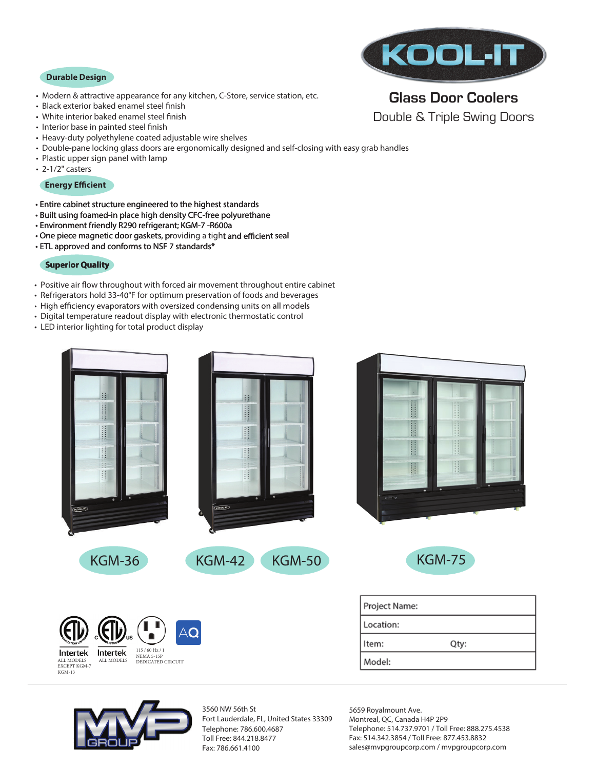# KOOL-IT

## Glass Door Coolers

Double & Triple Swing Doors

### Durable Design

- Modern & attractive appearance for any kitchen, C-Store, service station, etc.
- Black exterior baked enamel steel finish
- White interior baked enamel steel finish
- Interior base in painted steel finish
- Heavy-duty polyethylene coated adjustable wire shelves
- Double-pane locking glass doors are ergonomically designed and self-closing with easy grab handles
- Plastic upper sign panel with lamp
- 2-1/2" casters

### Energy Efficient

- Entire cabinet structure engineered to the highest standards
- Built using foamed-in place high density CFC-free polyurethane
- Environment friendly R290 refrigerant; KGM-7 -R600a
- One piece magnetic door gaskets, providing a tight and efficient seal
- ETL approved and conforms to NSF 7 standards*

### Superior Quality

- Positive air flow throughout with forced air movement throughout entire cabinet
- Refrigerators hold 33-40°F for optimum preservation of foods and beverages
- High efficiency evaporators with oversized condensing units on all models
- Digital temperature readout display with electronic thermostatic control
- LED interior lighting for total product display

KGM-36 KGM-42 KGM-50 KGM-75

Intertek ALL MODELS EXCEPT KGM-7 KGM-13

Intertek ALL MODELS

115 / 60 Hz / 1 NEMA 5-15P DEDICATED CIRCUIT

| Project Name: | |
|---|---|
| Location: | |
| Item: | Qty: |
| Model: | |

MVP GROUP

3560 NW 56th St
Fort Lauderdale, FL, United States 33309
Telephone: 786.600.4687
Toll Free: 844.218.8477
Fax: 786.661.4100

5659 Royalmount Ave.
Montreal, QC, Canada H4P 2P9
Telephone: 514.737.9701 / Toll Free: 888.275.4538
Fax: 514.342.3854 / Toll Free: 877.453.8832
sales@mvpgroupcorp.com / mvpgroupcorp.com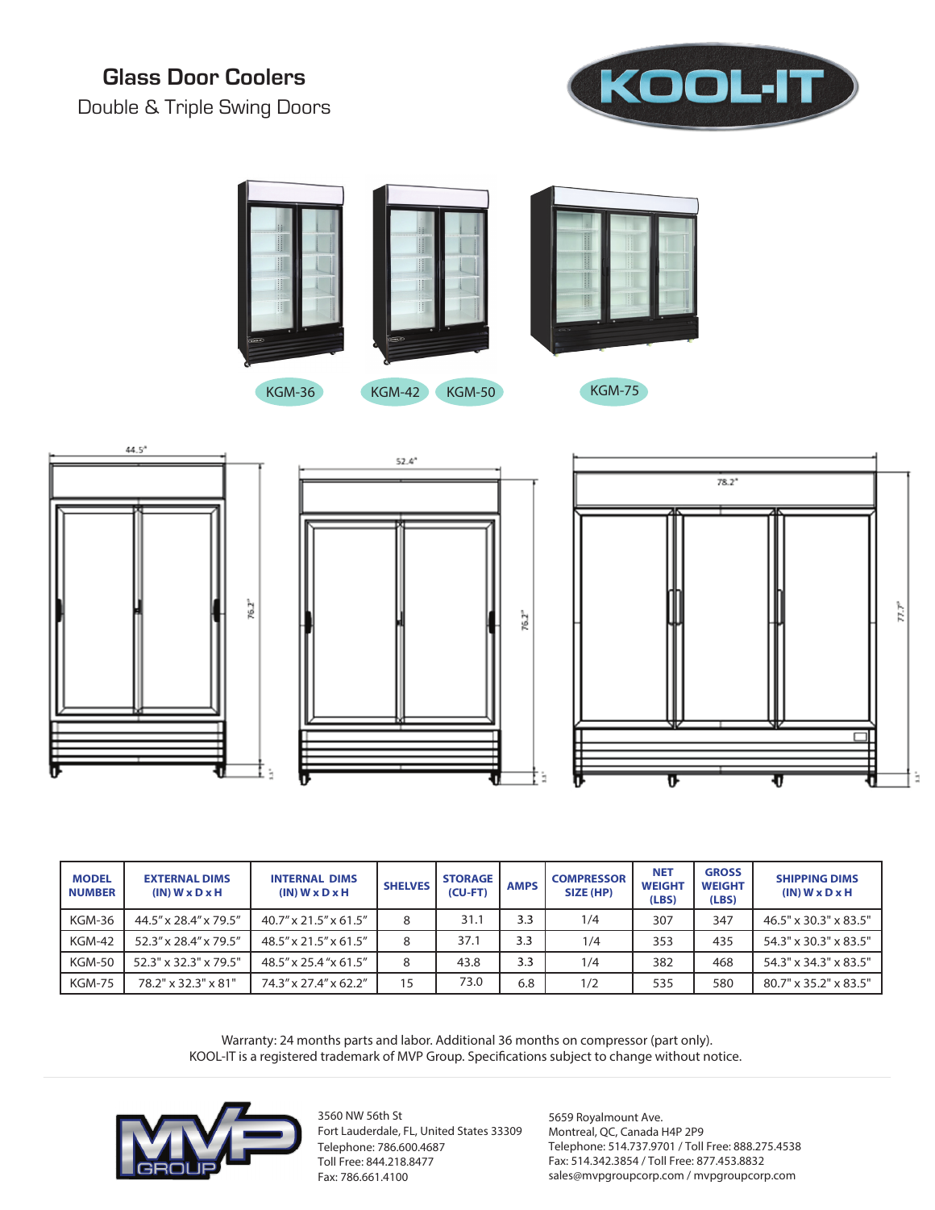# Glass Door Coolers

## Double & Triple Swing Doors

KOOL-IT

KGM-36 KGM-42 KGM-50 KGM-75

44.5"
76.2"
3.3"
52.4"
76.2"
3.3"
78.2"
77.7"
3.3"

| MODEL NUMBER | EXTERNAL DIMS (IN) W x D x H | INTERNAL DIMS (IN) W x D x H | SHELVES | STORAGE (CU-FT) | AMPS | COMPRESSOR SIZE (HP) | NET WEIGHT (LBS) | GROSS WEIGHT (LBS) | SHIPPING DIMS (IN) W x D x H |
|---|---|---|---|---|---|---|---|---|---|
| KGM-36 | 44.5" x 28.4" x 79.5" | 40.7" x 21.5" x 61.5" | 8 | 31.1 | 3.3 | 1/4 | 307 | 347 | 46.5" x 30.3" x 83.5" |
| KGM-42 | 52.3" x 28.4" x 79.5" | 48.5" x 21.5" x 61.5" | 8 | 37.1 | 3.3 | 1/4 | 353 | 435 | 54.3" x 30.3" x 83.5" |
| KGM-50 | 52.3" x 32.3" x 79.5" | 48.5" x 25.4 "x 61.5" | 8 | 43.8 | 3.3 | 1/4 | 382 | 468 | 54.3" x 34.3" x 83.5" |
| KGM-75 | 78.2" x 32.3" x 81" | 74.3" x 27.4" x 62.2" | 15 | 73.0 | 6.8 | 1/2 | 535 | 580 | 80.7" x 35.2" x 83.5" |

Warranty: 24 months parts and labor. Additional 36 months on compressor (part only).
KOOL-IT is a registered trademark of MVP Group. Specifications subject to change without notice.

MVP GROUP

3560 NW 56th St
Fort Lauderdale, FL, United States 33309
Telephone: 786.600.4687
Toll Free: 844.218.8477
Fax: 786.661.4100

5659 Royalmount Ave.
Montreal, QC, Canada H4P 2P9
Telephone: 514.737.9701 / Toll Free: 888.275.4538
Fax: 514.342.3854 / Toll Free: 877.453.8832
sales@mvpgroupcorp.com / mvpgroupcorp.com